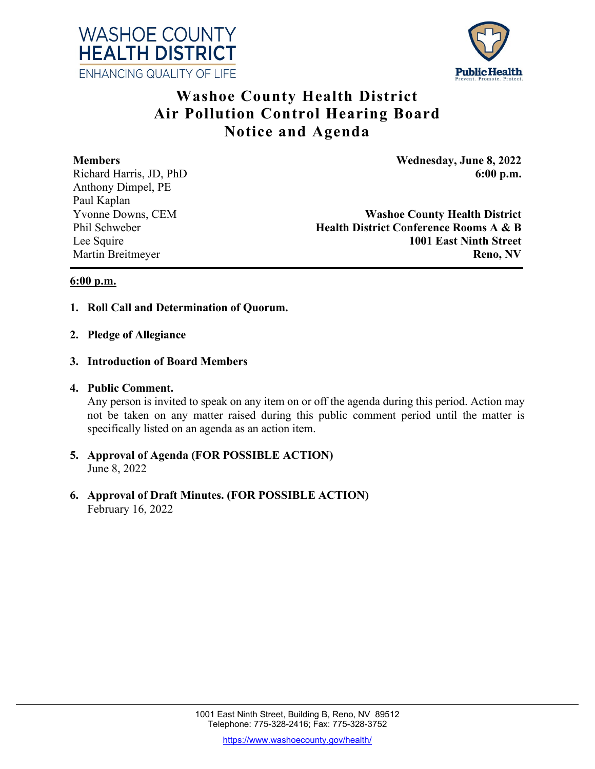WASHOE COUNTY
HEALTH DISTRICT
ENHANCING QUALITY OF LIFE

Public Health
Prevent. Promote. Protect.

# Washoe County Health District
# Air Pollution Control Hearing Board
# Notice and Agenda

**Members**
Richard Harris, JD, PhD
Anthony Dimpel, PE
Paul Kaplan
Yvonne Downs, CEM
Phil Schweber
Lee Squire
Martin Breitmeyer

**Wednesday, June 8, 2022**
**6:00 p.m.**

**Washoe County Health District**
**Health District Conference Rooms A & B**
**1001 East Ninth Street**
**Reno, NV**

---

**6:00 p.m.**

1. **Roll Call and Determination of Quorum.**

2. **Pledge of Allegiance**

3. **Introduction of Board Members**

4. **Public Comment.**
   Any person is invited to speak on any item on or off the agenda during this period. Action may not be taken on any matter raised during this public comment period until the matter is specifically listed on an agenda as an action item.

5. **Approval of Agenda (FOR POSSIBLE ACTION)**
   June 8, 2022

6. **Approval of Draft Minutes. (FOR POSSIBLE ACTION)**
   February 16, 2022

1001 East Ninth Street, Building B, Reno, NV 89512
Telephone: 775-328-2416; Fax: 775-328-3752
https://www.washoecounty.gov/health/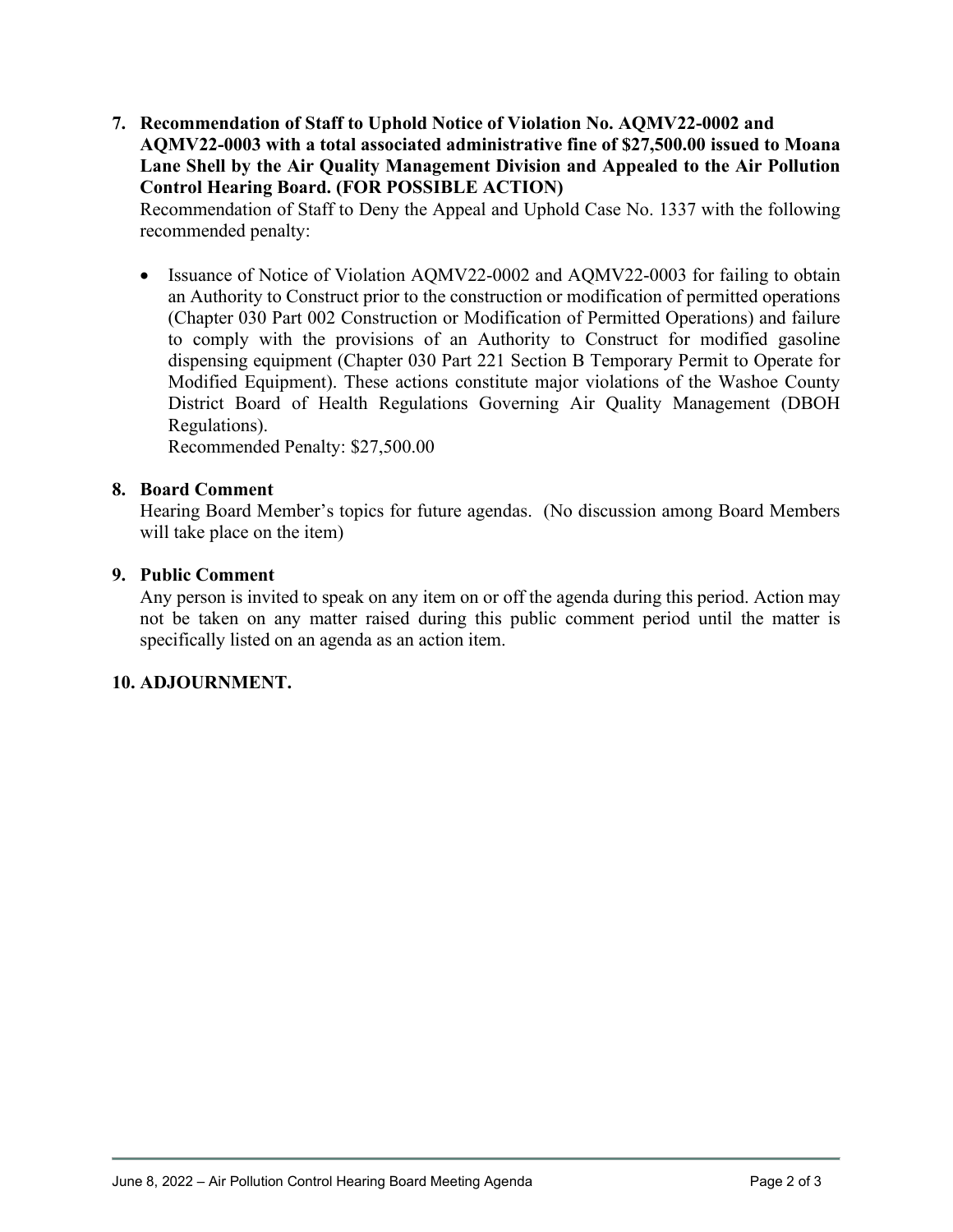7. **Recommendation of Staff to Uphold Notice of Violation No. AQMV22-0002 and AQMV22-0003 with a total associated administrative fine of $27,500.00 issued to Moana Lane Shell by the Air Quality Management Division and Appealed to the Air Pollution Control Hearing Board. (FOR POSSIBLE ACTION)**

   Recommendation of Staff to Deny the Appeal and Uphold Case No. 1337 with the following recommended penalty:

   - Issuance of Notice of Violation AQMV22-0002 and AQMV22-0003 for failing to obtain an Authority to Construct prior to the construction or modification of permitted operations (Chapter 030 Part 002 Construction or Modification of Permitted Operations) and failure to comply with the provisions of an Authority to Construct for modified gasoline dispensing equipment (Chapter 030 Part 221 Section B Temporary Permit to Operate for Modified Equipment). These actions constitute major violations of the Washoe County District Board of Health Regulations Governing Air Quality Management (DBOH Regulations).

     Recommended Penalty: $27,500.00

8. **Board Comment**

   Hearing Board Member's topics for future agendas. (No discussion among Board Members will take place on the item)

9. **Public Comment**

   Any person is invited to speak on any item on or off the agenda during this period. Action may not be taken on any matter raised during this public comment period until the matter is specifically listed on an agenda as an action item.

10. **ADJOURNMENT.**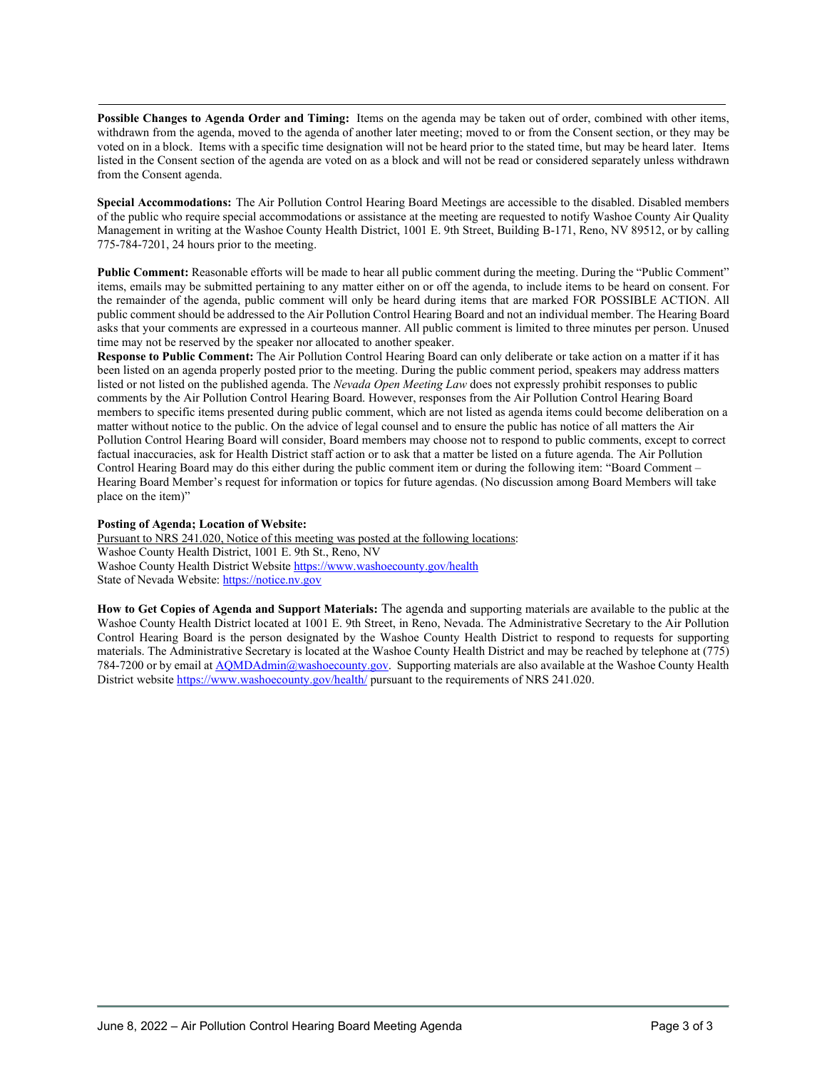**Possible Changes to Agenda Order and Timing:** Items on the agenda may be taken out of order, combined with other items, withdrawn from the agenda, moved to the agenda of another later meeting; moved to or from the Consent section, or they may be voted on in a block. Items with a specific time designation will not be heard prior to the stated time, but may be heard later. Items listed in the Consent section of the agenda are voted on as a block and will not be read or considered separately unless withdrawn from the Consent agenda.

**Special Accommodations:** The Air Pollution Control Hearing Board Meetings are accessible to the disabled. Disabled members of the public who require special accommodations or assistance at the meeting are requested to notify Washoe County Air Quality Management in writing at the Washoe County Health District, 1001 E. 9th Street, Building B-171, Reno, NV 89512, or by calling 775-784-7201, 24 hours prior to the meeting.

**Public Comment:** Reasonable efforts will be made to hear all public comment during the meeting. During the "Public Comment" items, emails may be submitted pertaining to any matter either on or off the agenda, to include items to be heard on consent. For the remainder of the agenda, public comment will only be heard during items that are marked FOR POSSIBLE ACTION. All public comment should be addressed to the Air Pollution Control Hearing Board and not an individual member. The Hearing Board asks that your comments are expressed in a courteous manner. All public comment is limited to three minutes per person. Unused time may not be reserved by the speaker nor allocated to another speaker.

**Response to Public Comment:** The Air Pollution Control Hearing Board can only deliberate or take action on a matter if it has been listed on an agenda properly posted prior to the meeting. During the public comment period, speakers may address matters listed or not listed on the published agenda. The *Nevada Open Meeting Law* does not expressly prohibit responses to public comments by the Air Pollution Control Hearing Board. However, responses from the Air Pollution Control Hearing Board members to specific items presented during public comment, which are not listed as agenda items could become deliberation on a matter without notice to the public. On the advice of legal counsel and to ensure the public has notice of all matters the Air Pollution Control Hearing Board will consider, Board members may choose not to respond to public comments, except to correct factual inaccuracies, ask for Health District staff action or to ask that a matter be listed on a future agenda. The Air Pollution Control Hearing Board may do this either during the public comment item or during the following item: "Board Comment – Hearing Board Member's request for information or topics for future agendas. (No discussion among Board Members will take place on the item)"

**Posting of Agenda; Location of Website:**

Pursuant to NRS 241.020, Notice of this meeting was posted at the following locations:
Washoe County Health District, 1001 E. 9th St., Reno, NV
Washoe County Health District Website https://www.washoecounty.gov/health
State of Nevada Website: https://notice.nv.gov

**How to Get Copies of Agenda and Support Materials:** The agenda and supporting materials are available to the public at the Washoe County Health District located at 1001 E. 9th Street, in Reno, Nevada. The Administrative Secretary to the Air Pollution Control Hearing Board is the person designated by the Washoe County Health District to respond to requests for supporting materials. The Administrative Secretary is located at the Washoe County Health District and may be reached by telephone at (775) 784-7200 or by email at AQMDAdmin@washoecounty.gov. Supporting materials are also available at the Washoe County Health District website https://www.washoecounty.gov/health/ pursuant to the requirements of NRS 241.020.